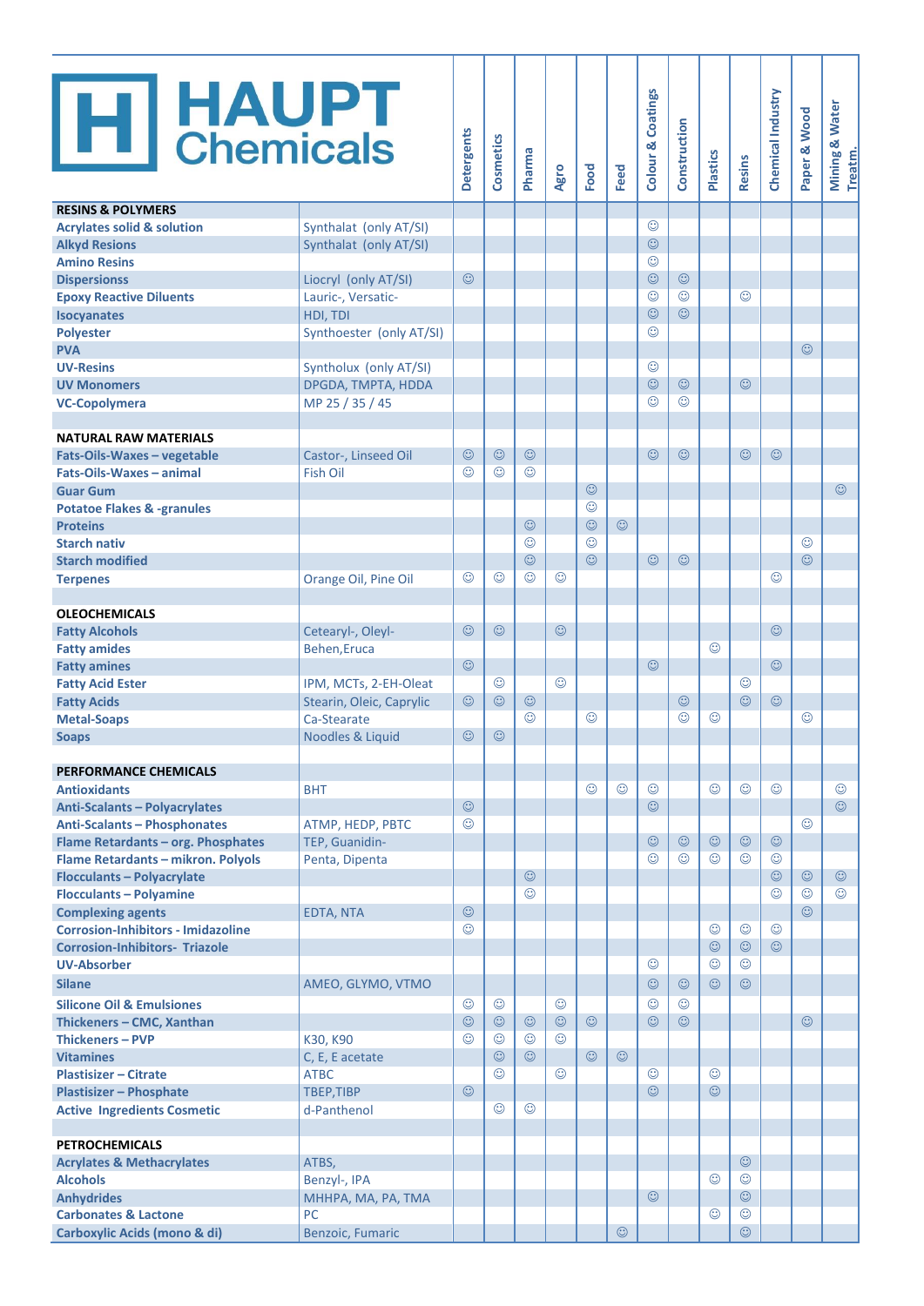# HAUPT Chemicals

| | | Detergents | Cosmetics | Pharma | Agro | Food | Feed | Colour & Coatings | Construction | Plastics | Resins | Chemical Industry | Paper & Wood | Mining & Water Treatm. |
|---|---|---|---|---|---|---|---|---|---|---|---|---|---|---|
| **RESINS & POLYMERS** | | | | | | | | | | | | | | |
| **Acrylates solid & solution** | Synthalat (only AT/SI) | | | | | | | ☺ | | | | | | |
| **Alkyd Resins** | Synthalat (only AT/SI) | | | | | | | ☺ | | | | | | |
| **Amino Resins** | | | | | | | | ☺ | | | | | | |
| **Dispersionss** | Liocryl (only AT/SI) | ☺ | | | | | | ☺ | ☺ | | | | | |
| **Epoxy Reactive Diluents** | Lauric-, Versatic- | | | | | | | ☺ | ☺ | | ☺ | | | |
| **Isocyanates** | HDI, TDI | | | | | | | ☺ | ☺ | | | | | |
| **Polyester** | Synthoester (only AT/SI) | | | | | | | ☺ | | | | | | |
| **PVA** | | | | | | | | | | | | | ☺ | |
| **UV-Resins** | Syntholux (only AT/SI) | | | | | | | ☺ | | | | | | |
| **UV Monomers** | DPGDA, TMPTA, HDDA | | | | | | | ☺ | ☺ | | ☺ | | | |
| **VC-Copolymera** | MP 25 / 35 / 45 | | | | | | | ☺ | ☺ | | | | | |
| | | | | | | | | | | | | | | |
| **NATURAL RAW MATERIALS** | | | | | | | | | | | | | | |
| **Fats-Oils-Waxes – vegetable** | Castor-, Linseed Oil | ☺ | ☺ | ☺ | | | | ☺ | ☺ | | ☺ | ☺ | | |
| **Fats-Oils-Waxes – animal** | Fish Oil | ☺ | ☺ | ☺ | | | | | | | | | | |
| **Guar Gum** | | | | | | ☺ | | | | | | | | ☺ |
| **Potatoe Flakes & -granules** | | | | | | ☺ | | | | | | | | |
| **Proteins** | | | | ☺ | | ☺ | ☺ | | | | | | | |
| **Starch nativ** | | | | ☺ | | ☺ | | | | | | | ☺ | |
| **Starch modified** | | | | ☺ | | ☺ | | ☺ | ☺ | | | | ☺ | |
| **Terpenes** | Orange Oil, Pine Oil | ☺ | ☺ | ☺ | ☺ | | | | | | | ☺ | | |
| | | | | | | | | | | | | | | |
| **OLEOCHEMICALS** | | | | | | | | | | | | | | |
| **Fatty Alcohols** | Cetearyl-, Oleyl- | ☺ | ☺ | | ☺ | | | | | | | ☺ | | |
| **Fatty amides** | Behen,Eruca | | | | | | | | | ☺ | | | | |
| **Fatty amines** | | ☺ | | | | | | ☺ | | | | ☺ | | |
| **Fatty Acid Ester** | IPM, MCTs, 2-EH-Oleat | | ☺ | | ☺ | | | | | | ☺ | | | |
| **Fatty Acids** | Stearin, Oleic, Caprylic | ☺ | ☺ | ☺ | | | | | ☺ | | ☺ | ☺ | | |
| **Metal-Soaps** | Ca-Stearate | | | ☺ | | ☺ | | | ☺ | ☺ | | | ☺ | |
| **Soaps** | Noodles & Liquid | ☺ | ☺ | | | | | | | | | | | |
| | | | | | | | | | | | | | | |
| **PERFORMANCE CHEMICALS** | | | | | | | | | | | | | | |
| **Antioxidants** | BHT | | | | | ☺ | ☺ | ☺ | | ☺ | ☺ | ☺ | | ☺ |
| **Anti-Scalants – Polyacrylates** | | ☺ | | | | | | ☺ | | | | | | ☺ |
| **Anti-Scalants – Phosphonates** | ATMP, HEDP, PBTC | ☺ | | | | | | | | | | | ☺ | |
| **Flame Retardants – org. Phosphates** | TEP, Guanidin- | | | | | | | ☺ | ☺ | ☺ | ☺ | ☺ | | |
| **Flame Retardants – mikron. Polyols** | Penta, Dipenta | | | | | | | ☺ | ☺ | ☺ | ☺ | ☺ | | |
| **Flocculants – Polyacrylate** | | | | ☺ | | | | | | | | ☺ | ☺ | ☺ |
| **Flocculants – Polyamine** | | | | ☺ | | | | | | | | ☺ | ☺ | ☺ |
| **Complexing agents** | EDTA, NTA | ☺ | | | | | | | | | | | ☺ | |
| **Corrosion-Inhibitors - Imidazoline** | | ☺ | | | | | | | | ☺ | ☺ | ☺ | | |
| **Corrosion-Inhibitors- Triazole** | | | | | | | | | | ☺ | ☺ | ☺ | | |
| **UV-Absorber** | | | | | | | | ☺ | | ☺ | ☺ | | | |
| **Silane** | AMEO, GLYMO, VTMO | | | | | | | ☺ | ☺ | ☺ | ☺ | | | |
| **Silicone Oil & Emulsiones** | | ☺ | ☺ | | ☺ | | | ☺ | ☺ | | | | | |
| **Thickeners – CMC, Xanthan** | | ☺ | ☺ | ☺ | ☺ | ☺ | | ☺ | ☺ | | | | ☺ | |
| **Thickeners – PVP** | K30, K90 | ☺ | ☺ | ☺ | ☺ | | | | | | | | | |
| **Vitamines** | C, E, E acetate | | ☺ | ☺ | | ☺ | ☺ | | | | | | | |
| **Plastisizer – Citrate** | ATBC | | ☺ | | ☺ | | | ☺ | | ☺ | | | | |
| **Plastisizer – Phosphate** | TBEP,TIBP | ☺ | | | | | | ☺ | | ☺ | | | | |
| **Active Ingredients Cosmetic** | d-Panthenol | | ☺ | ☺ | | | | | | | | | | |
| | | | | | | | | | | | | | | |
| **PETROCHEMICALS** | | | | | | | | | | | | | | |
| **Acrylates & Methacrylates** | ATBS, | | | | | | | | | | ☺ | | | |
| **Alcohols** | Benzyl-, IPA | | | | | | | | | ☺ | ☺ | | | |
| **Anhydrides** | MHHPA, MA, PA, TMA | | | | | | | ☺ | | | ☺ | | | |
| **Carbonates & Lactone** | PC | | | | | | | | | ☺ | ☺ | | | |
| **Carboxylic Acids (mono & di)** | Benzoic, Fumaric | | | | | | ☺ | | | | ☺ | | | |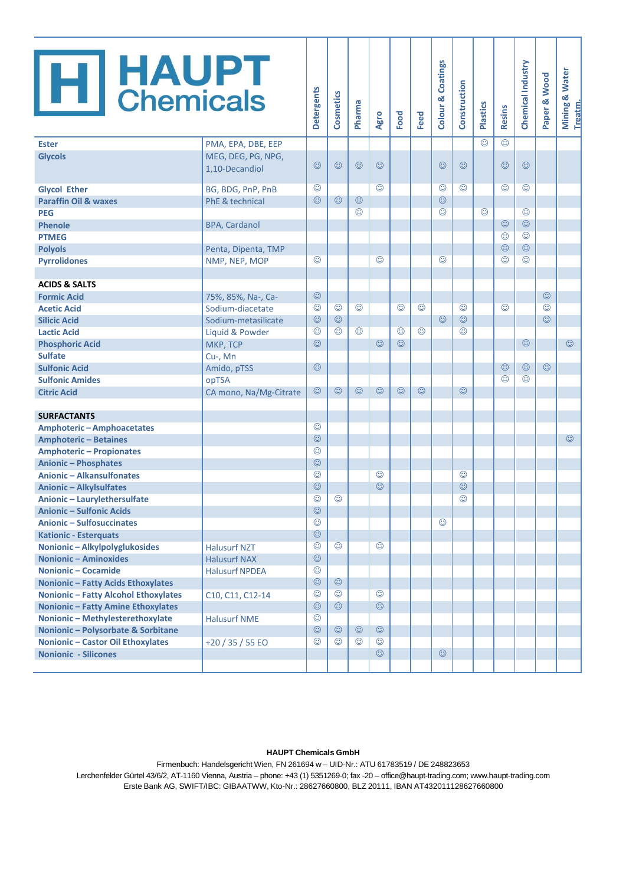# HAUPT Chemicals

| | | Detergents | Cosmetics | Pharma | Agro | Food | Feed | Colour & Coatings | Construction | Plastics | Resins | Chemical Industry | Paper & Wood | Mining & Water Treatm. |
|---|---|---|---|---|---|---|---|---|---|---|---|---|---|---|
| **Ester** | PMA, EPA, DBE, EEP | | | | | | | | | ☺ | ☺ | | | |
| **Glycols** | MEG, DEG, PG, NPG, 1,10-Decandiol | ☺ | ☺ | ☺ | ☺ | | | ☺ | ☺ | | ☺ | ☺ | | |
| **Glycol Ether** | BG, BDG, PnP, PnB | ☺ | | | ☺ | | | ☺ | ☺ | | ☺ | ☺ | | |
| **Paraffin Oil & waxes** | PhE & technical | ☺ | ☺ | ☺ | | | | ☺ | | | | | | |
| **PEG** | | | | ☺ | | | | ☺ | | ☺ | | ☺ | | |
| **Phenole** | BPA, Cardanol | | | | | | | | | | ☺ | ☺ | | |
| **PTMEG** | | | | | | | | | | | ☺ | ☺ | | |
| **Polyols** | Penta, Dipenta, TMP | | | | | | | | | | ☺ | ☺ | | |
| **Pyrrolidones** | NMP, NEP, MOP | ☺ | | | ☺ | | | ☺ | | | ☺ | ☺ | | |
| | | | | | | | | | | | | | | |
| **ACIDS & SALTS** | | | | | | | | | | | | | | |
| **Formic Acid** | 75%, 85%, Na-, Ca- | ☺ | | | | | | | | | | | ☺ | |
| **Acetic Acid** | Sodium-diacetate | ☺ | ☺ | ☺ | | ☺ | ☺ | | ☺ | | ☺ | | ☺ | |
| **Silicic Acid** | Sodium-metasilicate | ☺ | ☺ | | | | | ☺ | ☺ | | | | ☺ | |
| **Lactic Acid** | Liquid & Powder | ☺ | ☺ | ☺ | | ☺ | ☺ | | ☺ | | | | | |
| **Phosphoric Acid** | MKP, TCP | ☺ | | | ☺ | ☺ | | | | | | ☺ | | ☺ |
| **Sulfate** | Cu-, Mn | | | | | | | | | | | | | |
| **Sulfonic Acid** | Amido, pTSS | ☺ | | | | | | | | | ☺ | ☺ | ☺ | |
| **Sulfonic Amides** | opTSA | | | | | | | | | | ☺ | ☺ | | |
| **Citric Acid** | CA mono, Na/Mg-Citrate | ☺ | ☺ | ☺ | ☺ | ☺ | ☺ | | ☺ | | | | | |
| | | | | | | | | | | | | | | |
| **SURFACTANTS** | | | | | | | | | | | | | | |
| **Amphoteric – Amphoacetates** | | ☺ | | | | | | | | | | | | |
| **Amphoteric – Betaines** | | ☺ | | | | | | | | | | | | ☺ |
| **Amphoteric – Propionates** | | ☺ | | | | | | | | | | | | |
| **Anionic – Phosphates** | | ☺ | | | | | | | | | | | | |
| **Anionic – Alkansulfonates** | | ☺ | | | ☺ | | | | ☺ | | | | | |
| **Anionic – Alkylsulfates** | | ☺ | | | ☺ | | | | ☺ | | | | | |
| **Anionic – Laurylethersulfate** | | ☺ | ☺ | | | | | | ☺ | | | | | |
| **Anionic – Sulfonic Acids** | | ☺ | | | | | | | | | | | | |
| **Anionic – Sulfosuccinates** | | ☺ | | | | | | ☺ | | | | | | |
| **Kationic - Esterquats** | | ☺ | | | | | | | | | | | | |
| **Nonionic – Alkylpolyglukosides** | Halusurf NZT | ☺ | ☺ | | ☺ | | | | | | | | | |
| **Nonionic – Aminoxides** | Halusurf NAX | ☺ | | | | | | | | | | | | |
| **Nonionic – Cocamide** | Halusurf NPDEA | ☺ | | | | | | | | | | | | |
| **Nonionic – Fatty Acids Ethoxylates** | | ☺ | ☺ | | | | | | | | | | | |
| **Nonionic – Fatty Alcohol Ethoxylates** | C10, C11, C12-14 | ☺ | ☺ | | ☺ | | | | | | | | | |
| **Nonionic – Fatty Amine Ethoxylates** | | ☺ | ☺ | | ☺ | | | | | | | | | |
| **Nonionic – Methylesterethoxylate** | Halusurf NME | ☺ | | | | | | | | | | | | |
| **Nonionic – Polysorbate & Sorbitane** | | ☺ | ☺ | ☺ | ☺ | | | | | | | | | |
| **Nonionic – Castor Oil Ethoxylates** | +20 / 35 / 55 EO | ☺ | ☺ | ☺ | ☺ | | | | | | | | | |
| **Nonionic - Silicones** | | | | | ☺ | | | ☺ | | | | | | |

**HAUPT Chemicals GmbH**

Firmenbuch: Handelsgericht Wien, FN 261694 w – UID-Nr.: ATU 61783519 / DE 248823653
Lerchenfelder Gürtel 43/6/2, AT-1160 Vienna, Austria – phone: +43 (1) 5351269-0; fax -20 – office@haupt-trading.com; www.haupt-trading.com
Erste Bank AG, SWIFT/IBC: GIBAATWW, Kto-Nr.: 28627660800, BLZ 20111, IBAN AT432011128627660800